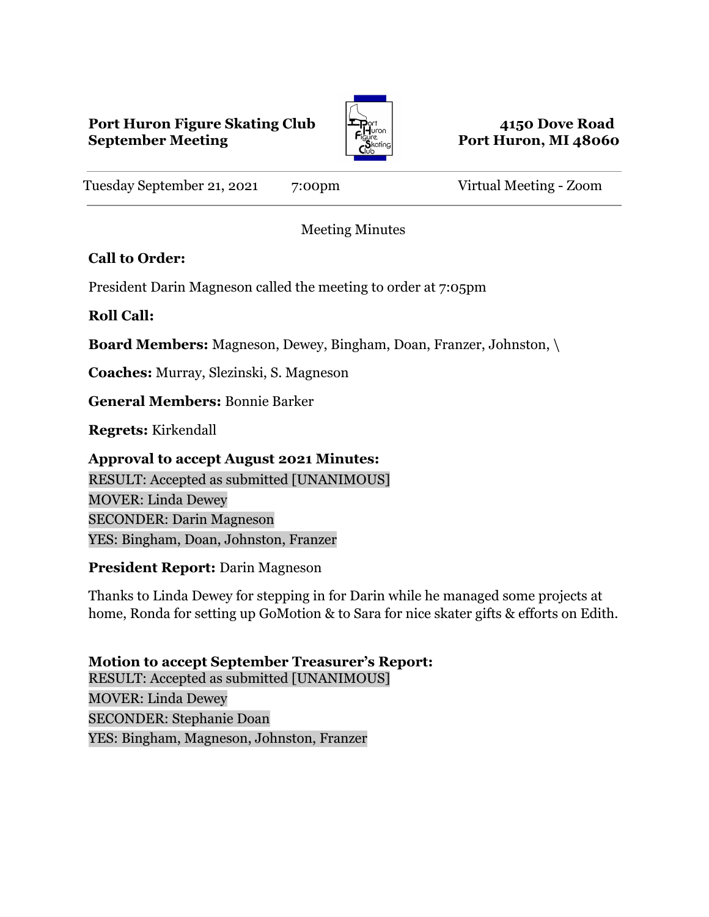**Port Huron Figure Skating Club**
**September Meeting**

**4150 Dove Road**
**Port Huron, MI 48060**

Tuesday September 21, 2021 7:00pm Virtual Meeting - Zoom

---

Meeting Minutes

**Call to Order:**

President Darin Magneson called the meeting to order at 7:05pm

**Roll Call:**

**Board Members:** Magneson, Dewey, Bingham, Doan, Franzer, Johnston, \

**Coaches:** Murray, Slezinski, S. Magneson

**General Members:** Bonnie Barker

**Regrets:** Kirkendall

**Approval to accept August 2021 Minutes:**
RESULT: Accepted as submitted [UNANIMOUS]
MOVER: Linda Dewey
SECONDER: Darin Magneson
YES: Bingham, Doan, Johnston, Franzer

**President Report:** Darin Magneson

Thanks to Linda Dewey for stepping in for Darin while he managed some projects at home, Ronda for setting up GoMotion & to Sara for nice skater gifts & efforts on Edith.

**Motion to accept September Treasurer's Report:**
RESULT: Accepted as submitted [UNANIMOUS]
MOVER: Linda Dewey
SECONDER: Stephanie Doan
YES: Bingham, Magneson, Johnston, Franzer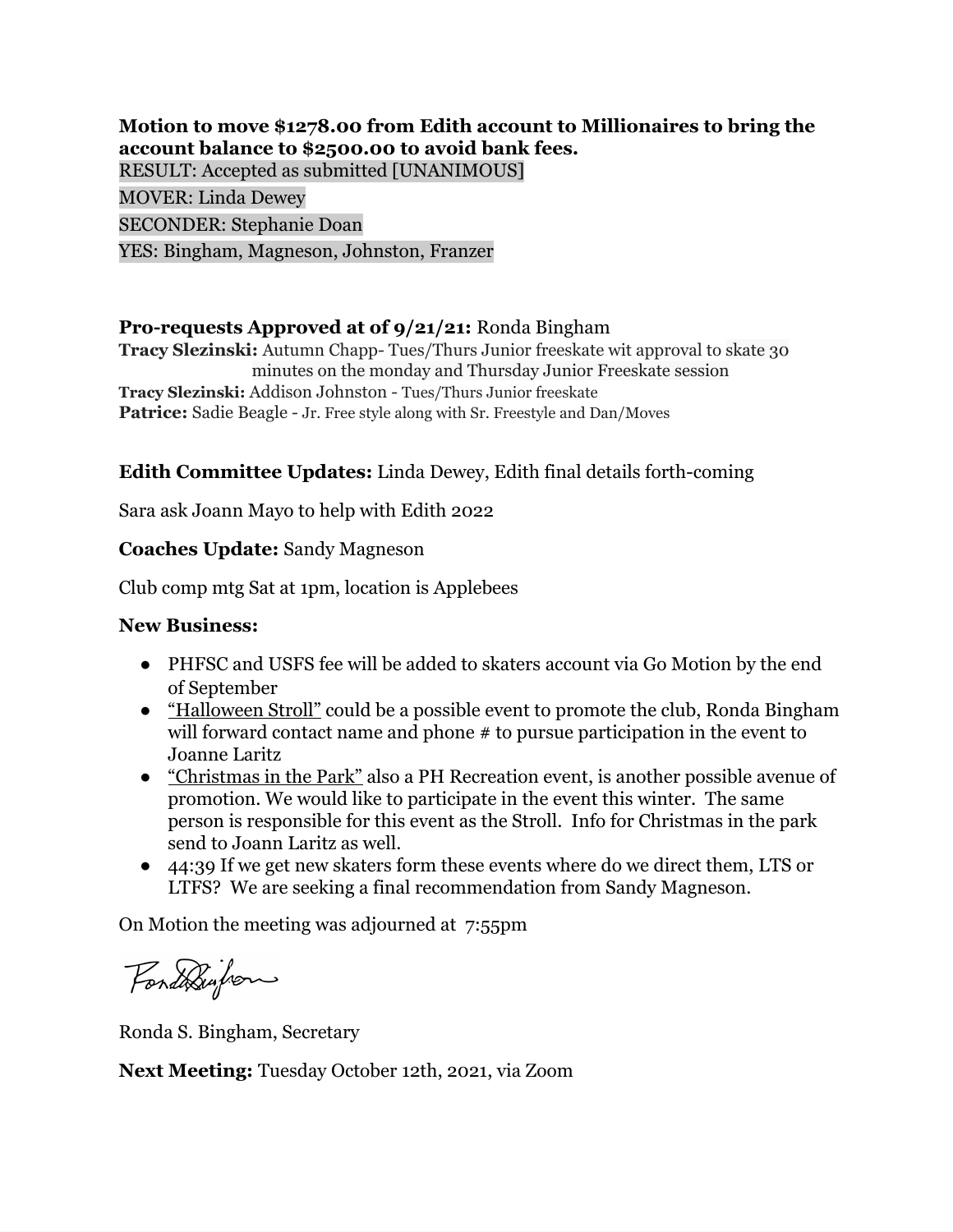**Motion to move $1278.00 from Edith account to Millionaires to bring the account balance to $2500.00 to avoid bank fees.**

RESULT: Accepted as submitted [UNANIMOUS]

MOVER: Linda Dewey

SECONDER: Stephanie Doan

YES: Bingham, Magneson, Johnston, Franzer

**Pro-requests Approved at of 9/21/21:** Ronda Bingham

**Tracy Slezinski:** Autumn Chapp- Tues/Thurs Junior freeskate wit approval to skate 30 minutes on the monday and Thursday Junior Freeskate session

**Tracy Slezinski:** Addison Johnston - Tues/Thurs Junior freeskate

**Patrice:** Sadie Beagle - Jr. Free style along with Sr. Freestyle and Dan/Moves

**Edith Committee Updates:** Linda Dewey, Edith final details forth-coming

Sara ask Joann Mayo to help with Edith 2022

**Coaches Update:** Sandy Magneson

Club comp mtg Sat at 1pm, location is Applebees

**New Business:**

- PHFSC and USFS fee will be added to skaters account via Go Motion by the end of September
- "Halloween Stroll" could be a possible event to promote the club, Ronda Bingham will forward contact name and phone # to pursue participation in the event to Joanne Laritz
- "Christmas in the Park" also a PH Recreation event, is another possible avenue of promotion. We would like to participate in the event this winter. The same person is responsible for this event as the Stroll. Info for Christmas in the park send to Joann Laritz as well.
- 44:39 If we get new skaters form these events where do we direct them, LTS or LTFS? We are seeking a final recommendation from Sandy Magneson.

On Motion the meeting was adjourned at 7:55pm

Ronda S. Bingham, Secretary

**Next Meeting:** Tuesday October 12th, 2021, via Zoom